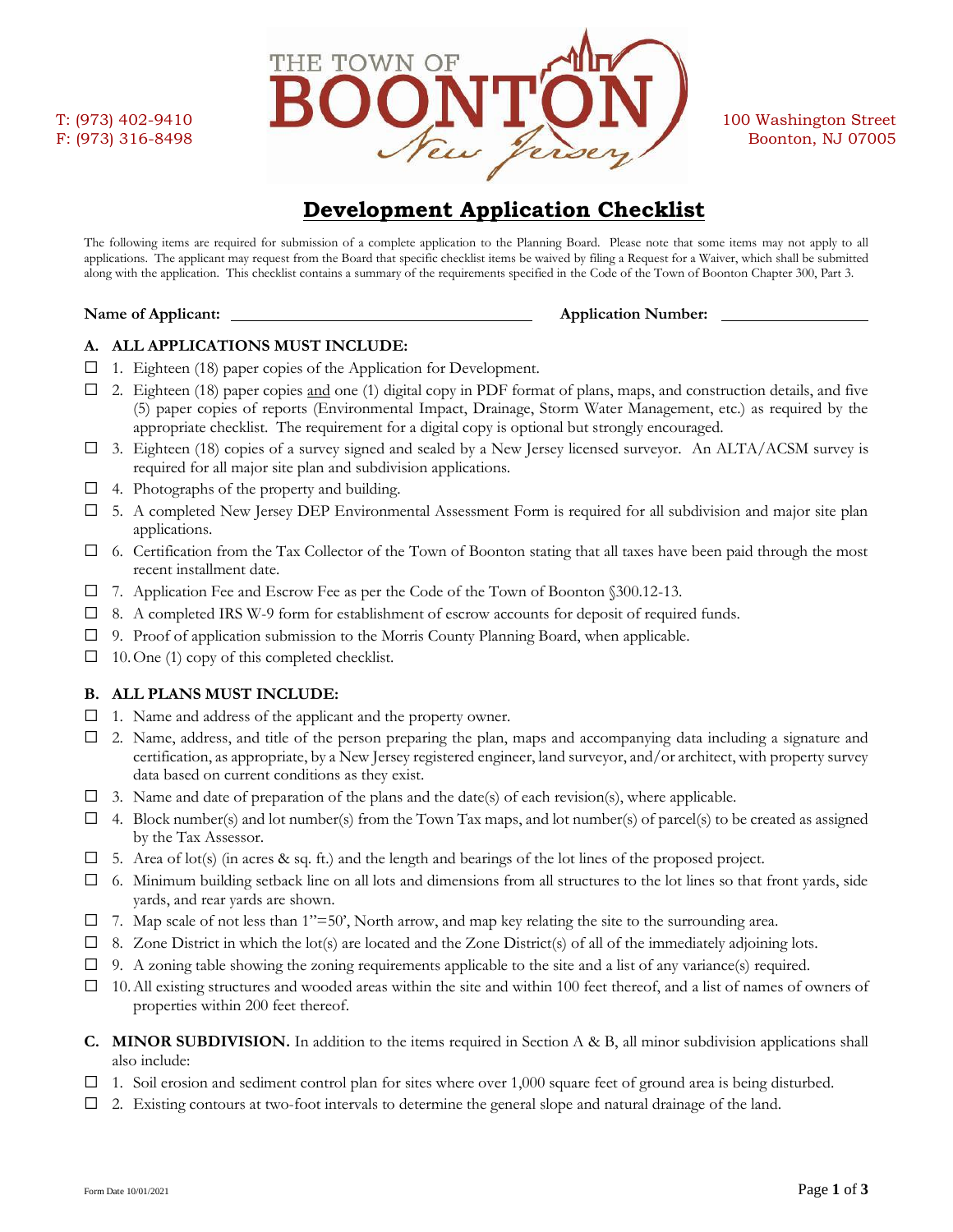T: (973) 402-9410
F: (973) 316-8498

THE TOWN OF BOONTON New Jersey

100 Washington Street
Boonton, NJ 07005

# Development Application Checklist

The following items are required for submission of a complete application to the Planning Board. Please note that some items may not apply to all applications. The applicant may request from the Board that specific checklist items be waived by filing a Request for a Waiver, which shall be submitted along with the application. This checklist contains a summary of the requirements specified in the Code of the Town of Boonton Chapter 300, Part 3.

**Name of Applicant:** ______________________ **Application Number:** ______________

**A. ALL APPLICATIONS MUST INCLUDE:**

- ☐ 1. Eighteen (18) paper copies of the Application for Development.
- ☐ 2. Eighteen (18) paper copies and one (1) digital copy in PDF format of plans, maps, and construction details, and five (5) paper copies of reports (Environmental Impact, Drainage, Storm Water Management, etc.) as required by the appropriate checklist. The requirement for a digital copy is optional but strongly encouraged.
- ☐ 3. Eighteen (18) copies of a survey signed and sealed by a New Jersey licensed surveyor. An ALTA/ACSM survey is required for all major site plan and subdivision applications.
- ☐ 4. Photographs of the property and building.
- ☐ 5. A completed New Jersey DEP Environmental Assessment Form is required for all subdivision and major site plan applications.
- ☐ 6. Certification from the Tax Collector of the Town of Boonton stating that all taxes have been paid through the most recent installment date.
- ☐ 7. Application Fee and Escrow Fee as per the Code of the Town of Boonton §300.12-13.
- ☐ 8. A completed IRS W-9 form for establishment of escrow accounts for deposit of required funds.
- ☐ 9. Proof of application submission to the Morris County Planning Board, when applicable.
- ☐ 10. One (1) copy of this completed checklist.

**B. ALL PLANS MUST INCLUDE:**

- ☐ 1. Name and address of the applicant and the property owner.
- ☐ 2. Name, address, and title of the person preparing the plan, maps and accompanying data including a signature and certification, as appropriate, by a New Jersey registered engineer, land surveyor, and/or architect, with property survey data based on current conditions as they exist.
- ☐ 3. Name and date of preparation of the plans and the date(s) of each revision(s), where applicable.
- ☐ 4. Block number(s) and lot number(s) from the Town Tax maps, and lot number(s) of parcel(s) to be created as assigned by the Tax Assessor.
- ☐ 5. Area of lot(s) (in acres & sq. ft.) and the length and bearings of the lot lines of the proposed project.
- ☐ 6. Minimum building setback line on all lots and dimensions from all structures to the lot lines so that front yards, side yards, and rear yards are shown.
- ☐ 7. Map scale of not less than 1"=50', North arrow, and map key relating the site to the surrounding area.
- ☐ 8. Zone District in which the lot(s) are located and the Zone District(s) of all of the immediately adjoining lots.
- ☐ 9. A zoning table showing the zoning requirements applicable to the site and a list of any variance(s) required.
- ☐ 10. All existing structures and wooded areas within the site and within 100 feet thereof, and a list of names of owners of properties within 200 feet thereof.

**C. MINOR SUBDIVISION.** In addition to the items required in Section A & B, all minor subdivision applications shall also include:

- ☐ 1. Soil erosion and sediment control plan for sites where over 1,000 square feet of ground area is being disturbed.
- ☐ 2. Existing contours at two-foot intervals to determine the general slope and natural drainage of the land.

Form Date 10/01/2021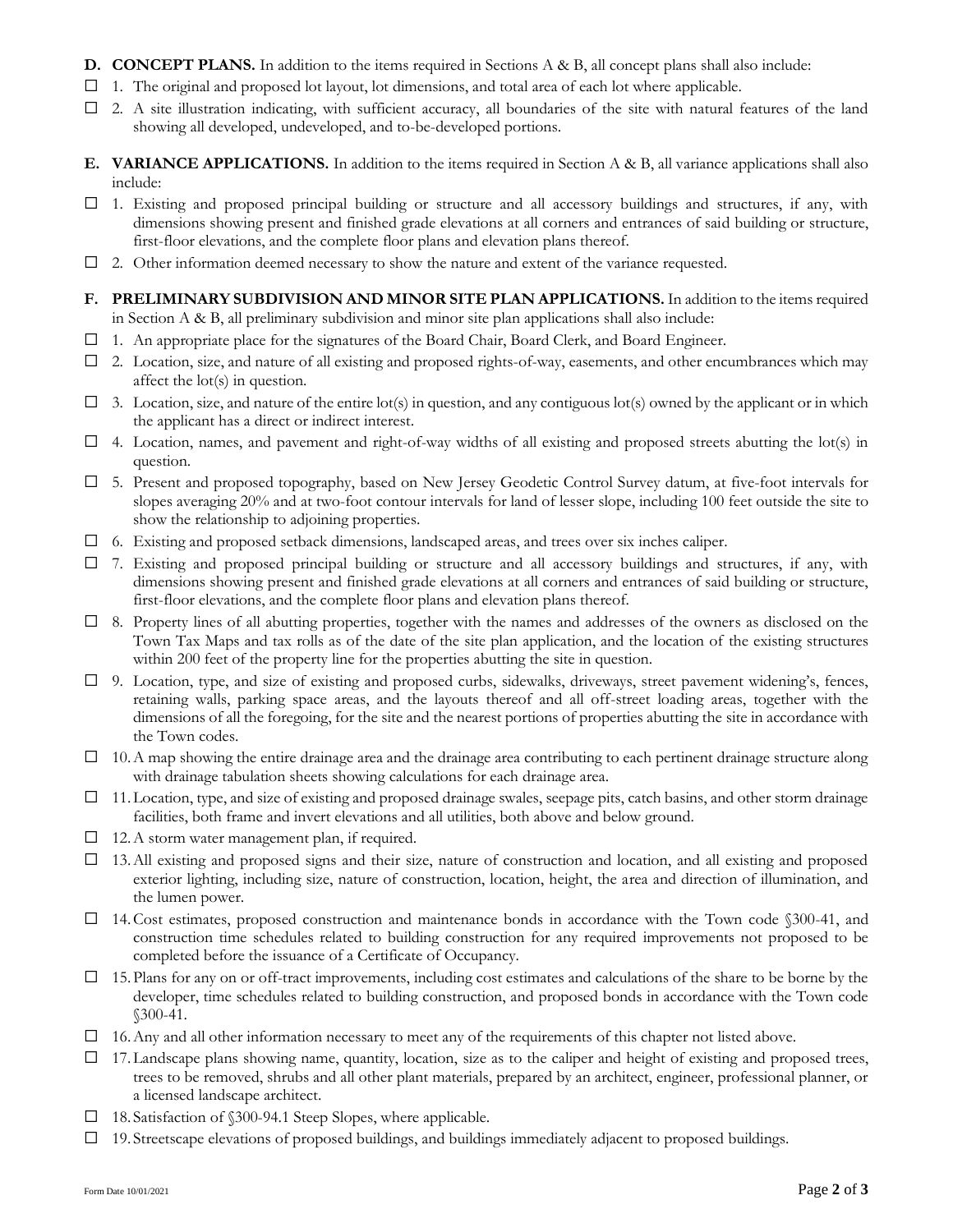**D. CONCEPT PLANS.** In addition to the items required in Sections A & B, all concept plans shall also include:

☐ 1. The original and proposed lot layout, lot dimensions, and total area of each lot where applicable.

☐ 2. A site illustration indicating, with sufficient accuracy, all boundaries of the site with natural features of the land showing all developed, undeveloped, and to-be-developed portions.

**E. VARIANCE APPLICATIONS.** In addition to the items required in Section A & B, all variance applications shall also include:

☐ 1. Existing and proposed principal building or structure and all accessory buildings and structures, if any, with dimensions showing present and finished grade elevations at all corners and entrances of said building or structure, first-floor elevations, and the complete floor plans and elevation plans thereof.

☐ 2. Other information deemed necessary to show the nature and extent of the variance requested.

**F. PRELIMINARY SUBDIVISION AND MINOR SITE PLAN APPLICATIONS.** In addition to the items required in Section A & B, all preliminary subdivision and minor site plan applications shall also include:

☐ 1. An appropriate place for the signatures of the Board Chair, Board Clerk, and Board Engineer.

☐ 2. Location, size, and nature of all existing and proposed rights-of-way, easements, and other encumbrances which may affect the lot(s) in question.

☐ 3. Location, size, and nature of the entire lot(s) in question, and any contiguous lot(s) owned by the applicant or in which the applicant has a direct or indirect interest.

☐ 4. Location, names, and pavement and right-of-way widths of all existing and proposed streets abutting the lot(s) in question.

☐ 5. Present and proposed topography, based on New Jersey Geodetic Control Survey datum, at five-foot intervals for slopes averaging 20% and at two-foot contour intervals for land of lesser slope, including 100 feet outside the site to show the relationship to adjoining properties.

☐ 6. Existing and proposed setback dimensions, landscaped areas, and trees over six inches caliper.

☐ 7. Existing and proposed principal building or structure and all accessory buildings and structures, if any, with dimensions showing present and finished grade elevations at all corners and entrances of said building or structure, first-floor elevations, and the complete floor plans and elevation plans thereof.

☐ 8. Property lines of all abutting properties, together with the names and addresses of the owners as disclosed on the Town Tax Maps and tax rolls as of the date of the site plan application, and the location of the existing structures within 200 feet of the property line for the properties abutting the site in question.

☐ 9. Location, type, and size of existing and proposed curbs, sidewalks, driveways, street pavement widening's, fences, retaining walls, parking space areas, and the layouts thereof and all off-street loading areas, together with the dimensions of all the foregoing, for the site and the nearest portions of properties abutting the site in accordance with the Town codes.

☐ 10. A map showing the entire drainage area and the drainage area contributing to each pertinent drainage structure along with drainage tabulation sheets showing calculations for each drainage area.

☐ 11. Location, type, and size of existing and proposed drainage swales, seepage pits, catch basins, and other storm drainage facilities, both frame and invert elevations and all utilities, both above and below ground.

☐ 12. A storm water management plan, if required.

☐ 13. All existing and proposed signs and their size, nature of construction and location, and all existing and proposed exterior lighting, including size, nature of construction, location, height, the area and direction of illumination, and the lumen power.

☐ 14. Cost estimates, proposed construction and maintenance bonds in accordance with the Town code §300-41, and construction time schedules related to building construction for any required improvements not proposed to be completed before the issuance of a Certificate of Occupancy.

☐ 15. Plans for any on or off-tract improvements, including cost estimates and calculations of the share to be borne by the developer, time schedules related to building construction, and proposed bonds in accordance with the Town code §300-41.

☐ 16. Any and all other information necessary to meet any of the requirements of this chapter not listed above.

☐ 17. Landscape plans showing name, quantity, location, size as to the caliper and height of existing and proposed trees, trees to be removed, shrubs and all other plant materials, prepared by an architect, engineer, professional planner, or a licensed landscape architect.

☐ 18. Satisfaction of §300-94.1 Steep Slopes, where applicable.

☐ 19. Streetscape elevations of proposed buildings, and buildings immediately adjacent to proposed buildings.

Form Date 10/01/2021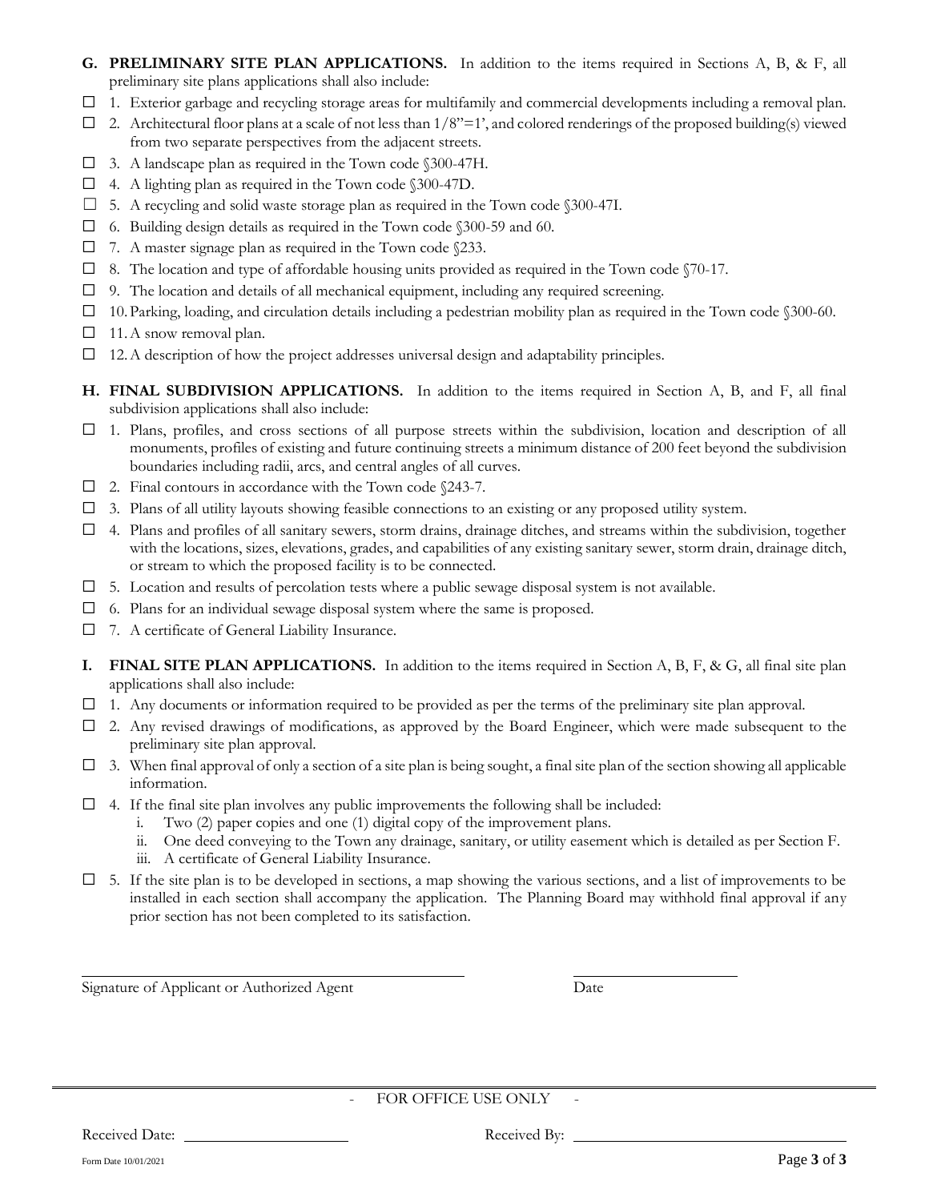**G. PRELIMINARY SITE PLAN APPLICATIONS.** In addition to the items required in Sections A, B, & F, all preliminary site plans applications shall also include:

- ☐ 1. Exterior garbage and recycling storage areas for multifamily and commercial developments including a removal plan.
- ☐ 2. Architectural floor plans at a scale of not less than 1/8"=1', and colored renderings of the proposed building(s) viewed from two separate perspectives from the adjacent streets.
- ☐ 3. A landscape plan as required in the Town code §300-47H.
- ☐ 4. A lighting plan as required in the Town code §300-47D.
- ☐ 5. A recycling and solid waste storage plan as required in the Town code §300-47I.
- ☐ 6. Building design details as required in the Town code §300-59 and 60.
- ☐ 7. A master signage plan as required in the Town code §233.
- ☐ 8. The location and type of affordable housing units provided as required in the Town code §70-17.
- ☐ 9. The location and details of all mechanical equipment, including any required screening.
- ☐ 10. Parking, loading, and circulation details including a pedestrian mobility plan as required in the Town code §300-60.
- ☐ 11. A snow removal plan.
- ☐ 12. A description of how the project addresses universal design and adaptability principles.

**H. FINAL SUBDIVISION APPLICATIONS.** In addition to the items required in Section A, B, and F, all final subdivision applications shall also include:

- ☐ 1. Plans, profiles, and cross sections of all purpose streets within the subdivision, location and description of all monuments, profiles of existing and future continuing streets a minimum distance of 200 feet beyond the subdivision boundaries including radii, arcs, and central angles of all curves.
- ☐ 2. Final contours in accordance with the Town code §243-7.
- ☐ 3. Plans of all utility layouts showing feasible connections to an existing or any proposed utility system.
- ☐ 4. Plans and profiles of all sanitary sewers, storm drains, drainage ditches, and streams within the subdivision, together with the locations, sizes, elevations, grades, and capabilities of any existing sanitary sewer, storm drain, drainage ditch, or stream to which the proposed facility is to be connected.
- ☐ 5. Location and results of percolation tests where a public sewage disposal system is not available.
- ☐ 6. Plans for an individual sewage disposal system where the same is proposed.
- ☐ 7. A certificate of General Liability Insurance.

**I. FINAL SITE PLAN APPLICATIONS.** In addition to the items required in Section A, B, F, & G, all final site plan applications shall also include:

- ☐ 1. Any documents or information required to be provided as per the terms of the preliminary site plan approval.
- ☐ 2. Any revised drawings of modifications, as approved by the Board Engineer, which were made subsequent to the preliminary site plan approval.
- ☐ 3. When final approval of only a section of a site plan is being sought, a final site plan of the section showing all applicable information.
- ☐ 4. If the final site plan involves any public improvements the following shall be included:
  - i. Two (2) paper copies and one (1) digital copy of the improvement plans.
  - ii. One deed conveying to the Town any drainage, sanitary, or utility easement which is detailed as per Section F.
  - iii. A certificate of General Liability Insurance.
- ☐ 5. If the site plan is to be developed in sections, a map showing the various sections, and a list of improvements to be installed in each section shall accompany the application. The Planning Board may withhold final approval if any prior section has not been completed to its satisfaction.

\_\_\_\_\_\_\_\_\_\_\_\_\_\_\_\_\_\_\_\_\_\_\_\_\_\_\_\_\_\_\_\_\_\_\_\_\_\_\_\_ \_\_\_\_\_\_\_\_\_\_\_\_\_\_\_\_\_\_\_\_

Signature of Applicant or Authorized Agent Date

\- FOR OFFICE USE ONLY -

Received Date: \_\_\_\_\_\_\_\_\_\_\_\_\_\_\_\_\_\_ Received By: \_\_\_\_\_\_\_\_\_\_\_\_\_\_\_\_\_\_\_\_\_\_\_\_\_\_\_\_

Form Date 10/01/2021